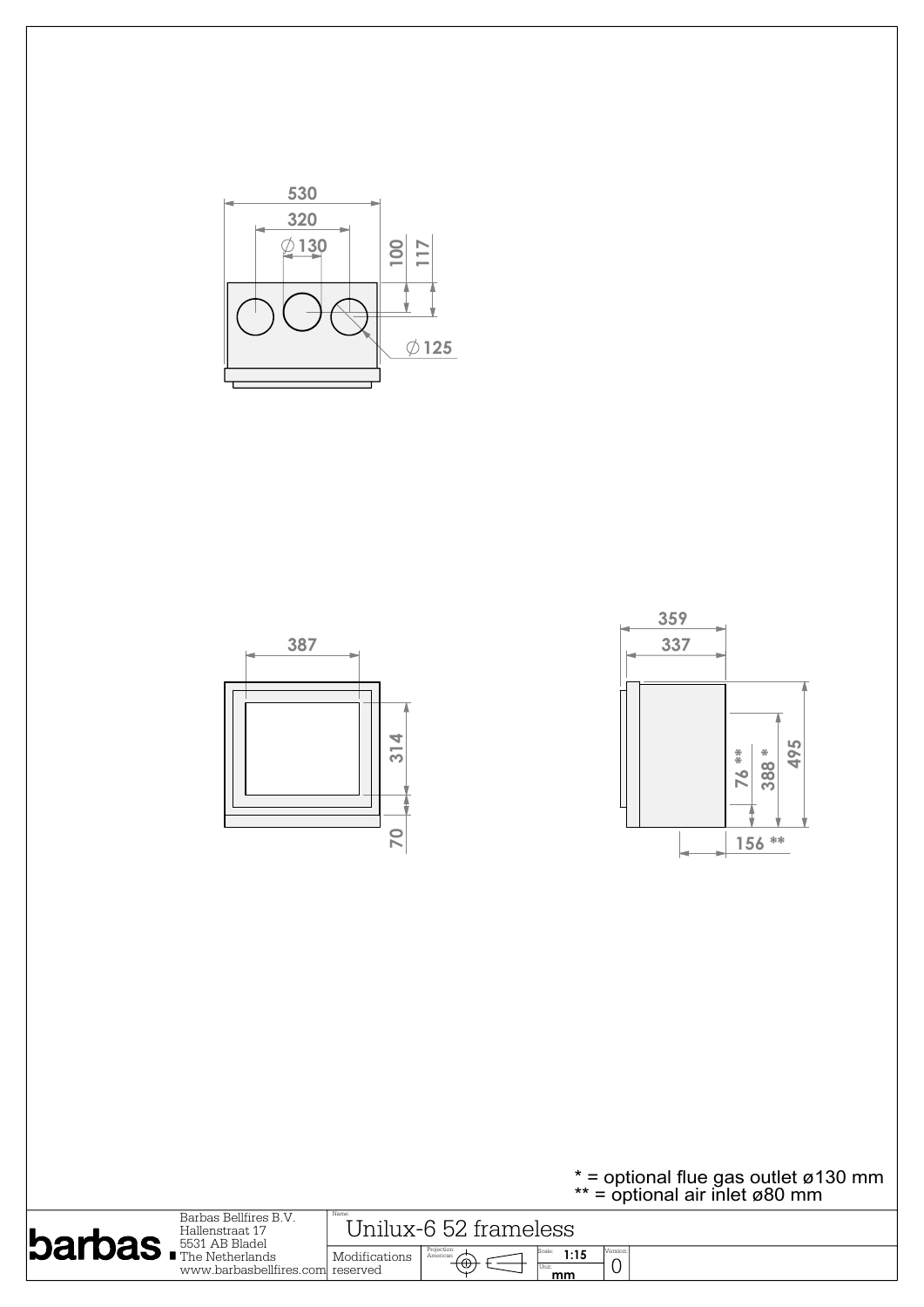530

320

∅130

100

117

∅125

387

314

70

359

337

76 **

388 *

495

156 **

\* = optional flue gas outlet ø130 mm
\** = optional air inlet ø80 mm

barbas.

Barbas Bellfires B.V.
Hallenstraat 17
5531 AB Bladel
The Netherlands
www.barbasbellfires.com

Modifications reserved

Name: Unilux-6 52 frameless

Projection: American

Scale: 1:15

Unit: mm

Version: 0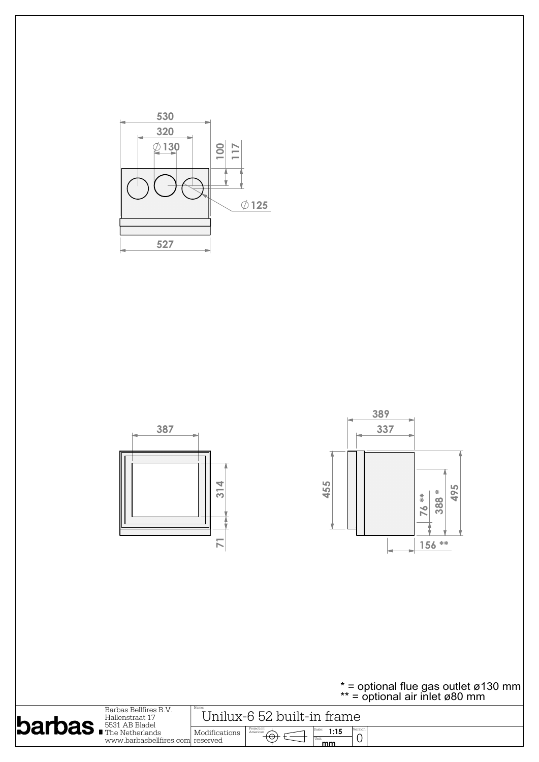530

320

∅130

100

117

∅125

527

387

314

71

389

337

455

76 **

388 *

495

156 **

\* = optional flue gas outlet ø130 mm
\** = optional air inlet ø80 mm

**barbas.**

Barbas Bellfires B.V.
Hallenstraat 17
5531 AB Bladel
The Netherlands
www.barbasbellfires.com

Name: Unilux-6 52 built-in frame

Modifications reserved

Projection: American

Scale: 1:15

Unit: mm

Version: 0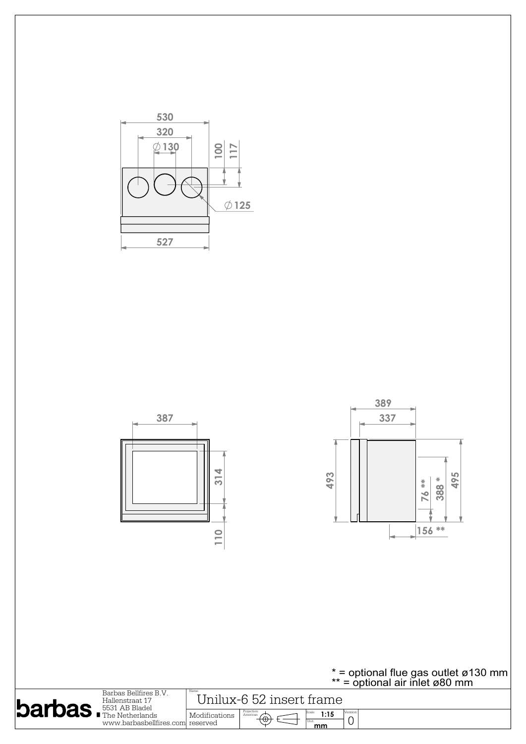530

320

∅130

100

117

∅125

527

387

314

110

389

337

493

76 **

388 *

495

156 **

* = optional flue gas outlet ø130 mm
** = optional air inlet ø80 mm

barbas.

Barbas Bellfires B.V.
Hallenstraat 17
5531 AB Bladel
The Netherlands
www.barbasbellfires.com

Name:
Unilux-6 52 insert frame

Modifications reserved

Projection: American

Scale: 1:15

Unit: mm

Version: 0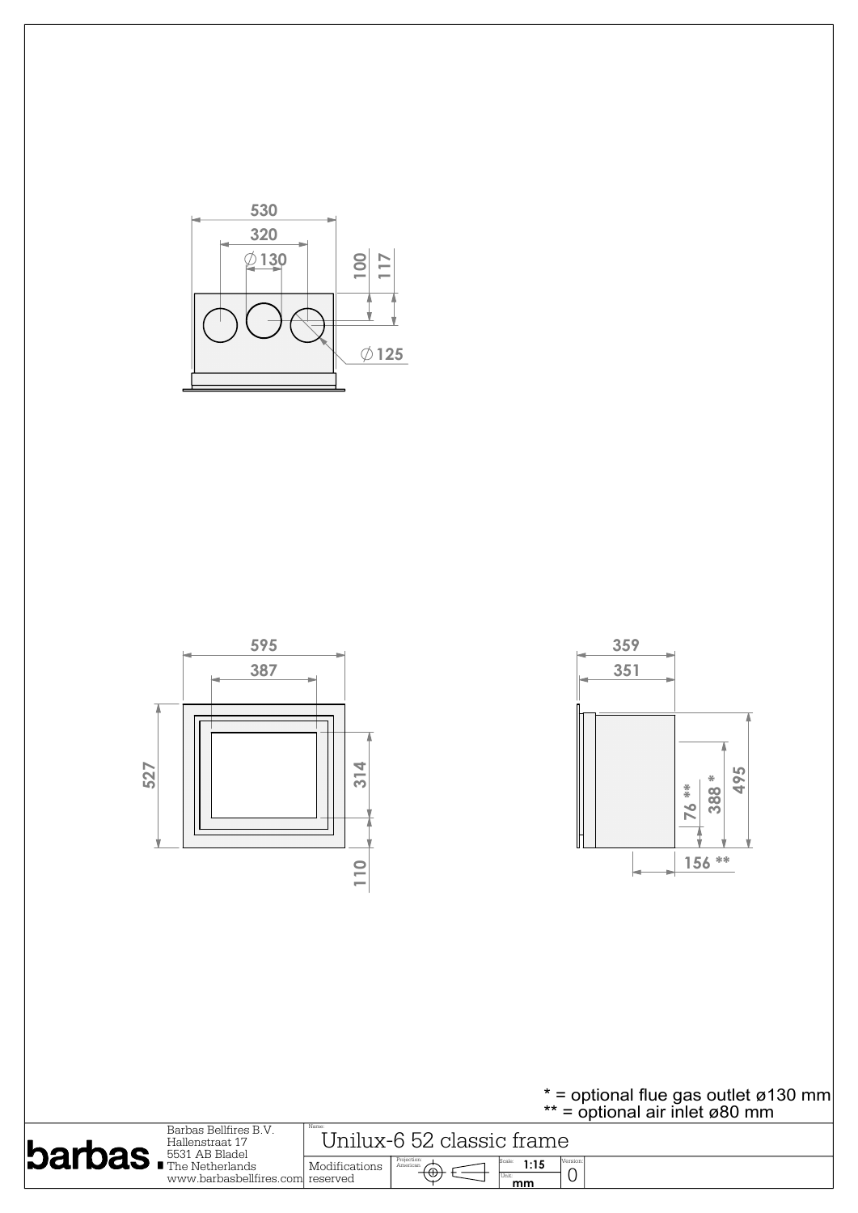530

320

∅130

100

117

∅125

595

387

527

314

110

359

351

76 **

388 *

495

156 **

* = optional flue gas outlet ø130 mm
** = optional air inlet ø80 mm

| barbas. | Barbas Bellfires B.V.<br>Hallenstraat 17<br>5531 AB Bladel<br>The Netherlands<br>www.barbasbellfires.com | Name: Unilux-6 52 classic frame | | | |
|---|---|---|---|---|---|
| | | Modifications reserved | Projection: American | Scale: 1:15<br>Unit: mm | Version: 0 |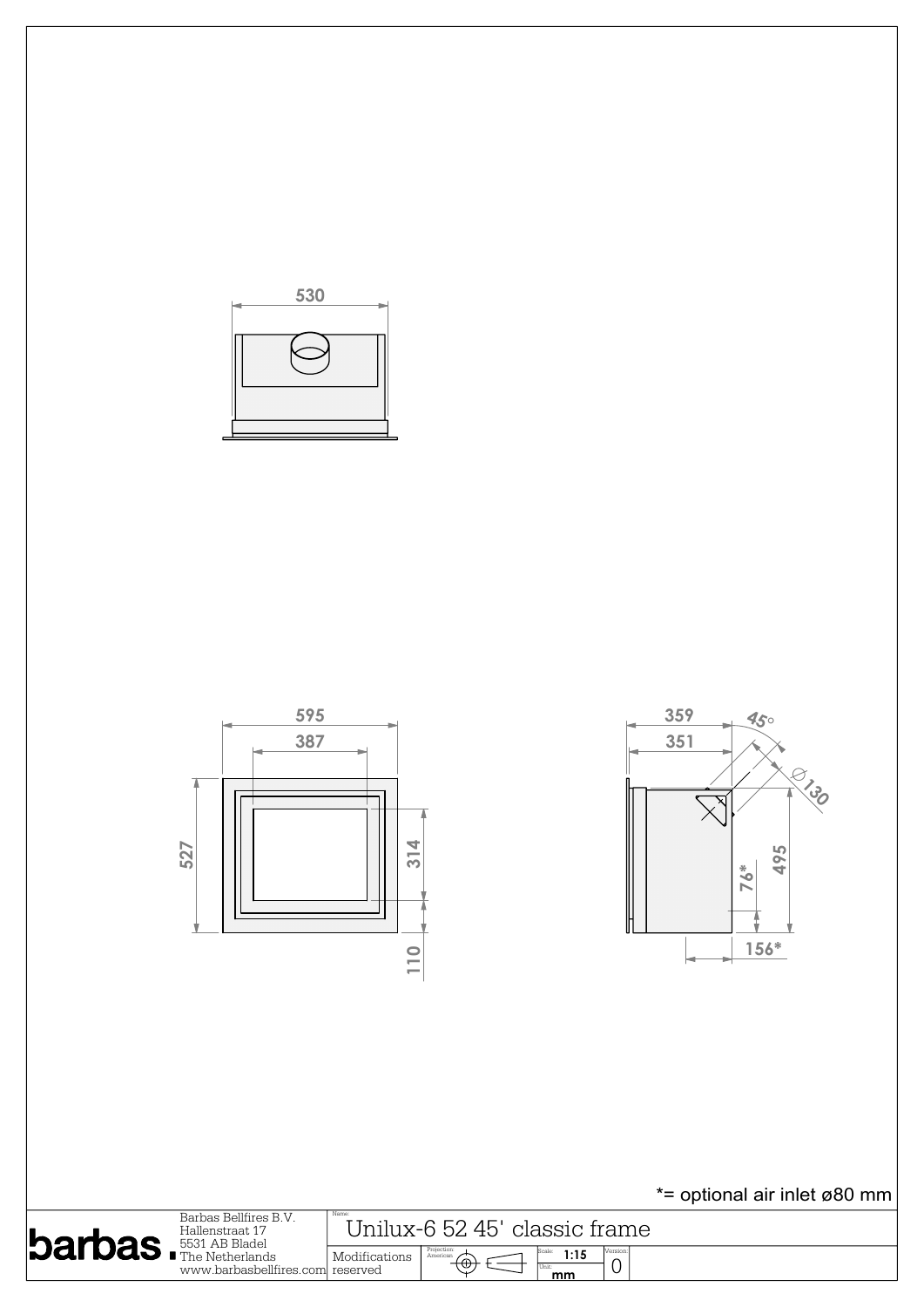530

595

387

527

314

110

359

351

45°

∅130

495

76*

156*

*= optional air inlet ø80 mm

barbas.

Barbas Bellfires B.V.
Hallenstraat 17
5531 AB Bladel
The Netherlands
www.barbasbellfires.com

Name:
Unilux-6 52 45' classic frame

Modifications reserved

Projection: American

Scale: 1:15

Unit: mm

Version: 0